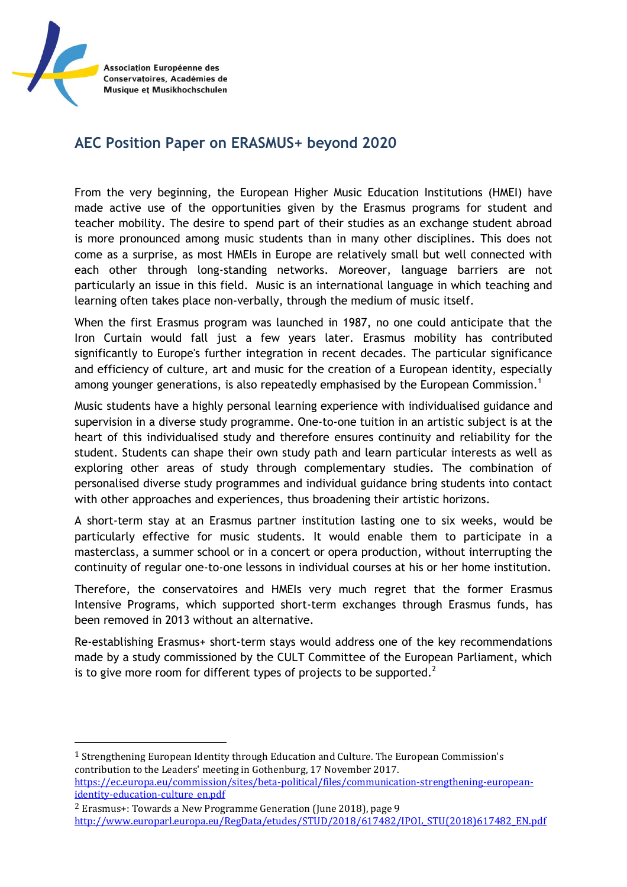Association Européenne des Conservatoires, Académies de Musique et Musikhochschulen

## AEC Position Paper on ERASMUS+ beyond 2020

From the very beginning, the European Higher Music Education Institutions (HMEI) have made active use of the opportunities given by the Erasmus programs for student and teacher mobility. The desire to spend part of their studies as an exchange student abroad is more pronounced among music students than in many other disciplines. This does not come as a surprise, as most HMEIs in Europe are relatively small but well connected with each other through long-standing networks. Moreover, language barriers are not particularly an issue in this field. Music is an international language in which teaching and learning often takes place non-verbally, through the medium of music itself.

When the first Erasmus program was launched in 1987, no one could anticipate that the Iron Curtain would fall just a few years later. Erasmus mobility has contributed significantly to Europe's further integration in recent decades. The particular significance and efficiency of culture, art and music for the creation of a European identity, especially among younger generations, is also repeatedly emphasised by the European Commission.[1]

Music students have a highly personal learning experience with individualised guidance and supervision in a diverse study programme. One-to-one tuition in an artistic subject is at the heart of this individualised study and therefore ensures continuity and reliability for the student. Students can shape their own study path and learn particular interests as well as exploring other areas of study through complementary studies. The combination of personalised diverse study programmes and individual guidance bring students into contact with other approaches and experiences, thus broadening their artistic horizons.

A short-term stay at an Erasmus partner institution lasting one to six weeks, would be particularly effective for music students. It would enable them to participate in a masterclass, a summer school or in a concert or opera production, without interrupting the continuity of regular one-to-one lessons in individual courses at his or her home institution.

Therefore, the conservatoires and HMEIs very much regret that the former Erasmus Intensive Programs, which supported short-term exchanges through Erasmus funds, has been removed in 2013 without an alternative.

Re-establishing Erasmus+ short-term stays would address one of the key recommendations made by a study commissioned by the CULT Committee of the European Parliament, which is to give more room for different types of projects to be supported.[2]

---

[1] Strengthening European Identity through Education and Culture. The European Commission's contribution to the Leaders' meeting in Gothenburg, 17 November 2017. https://ec.europa.eu/commission/sites/beta-political/files/communication-strengthening-european-identity-education-culture_en.pdf

[2] Erasmus+: Towards a New Programme Generation (June 2018), page 9 http://www.europarl.europa.eu/RegData/etudes/STUD/2018/617482/IPOL_STU(2018)617482_EN.pdf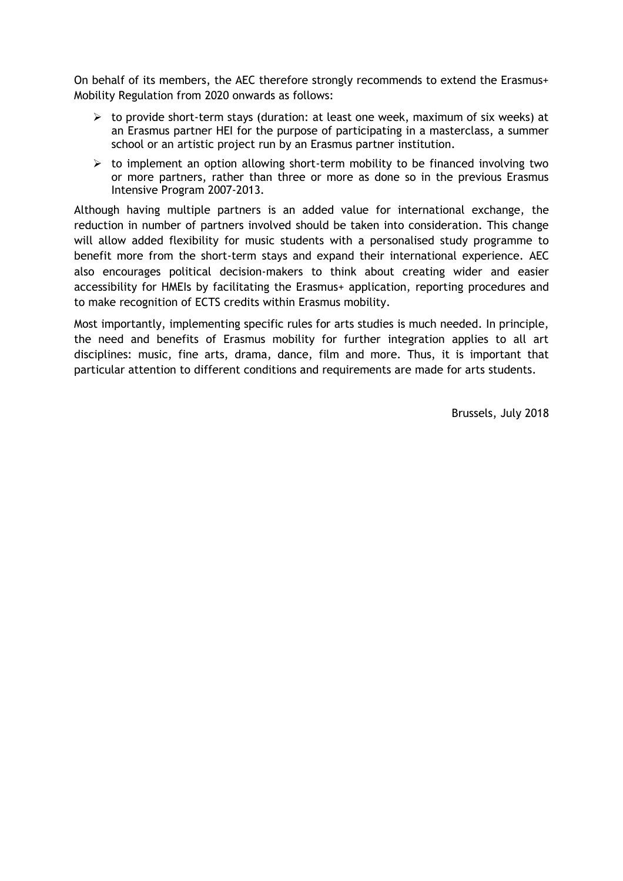On behalf of its members, the AEC therefore strongly recommends to extend the Erasmus+ Mobility Regulation from 2020 onwards as follows:

- to provide short-term stays (duration: at least one week, maximum of six weeks) at an Erasmus partner HEI for the purpose of participating in a masterclass, a summer school or an artistic project run by an Erasmus partner institution.
- to implement an option allowing short-term mobility to be financed involving two or more partners, rather than three or more as done so in the previous Erasmus Intensive Program 2007-2013.

Although having multiple partners is an added value for international exchange, the reduction in number of partners involved should be taken into consideration. This change will allow added flexibility for music students with a personalised study programme to benefit more from the short-term stays and expand their international experience. AEC also encourages political decision-makers to think about creating wider and easier accessibility for HMEIs by facilitating the Erasmus+ application, reporting procedures and to make recognition of ECTS credits within Erasmus mobility.

Most importantly, implementing specific rules for arts studies is much needed. In principle, the need and benefits of Erasmus mobility for further integration applies to all art disciplines: music, fine arts, drama, dance, film and more. Thus, it is important that particular attention to different conditions and requirements are made for arts students.

Brussels, July 2018